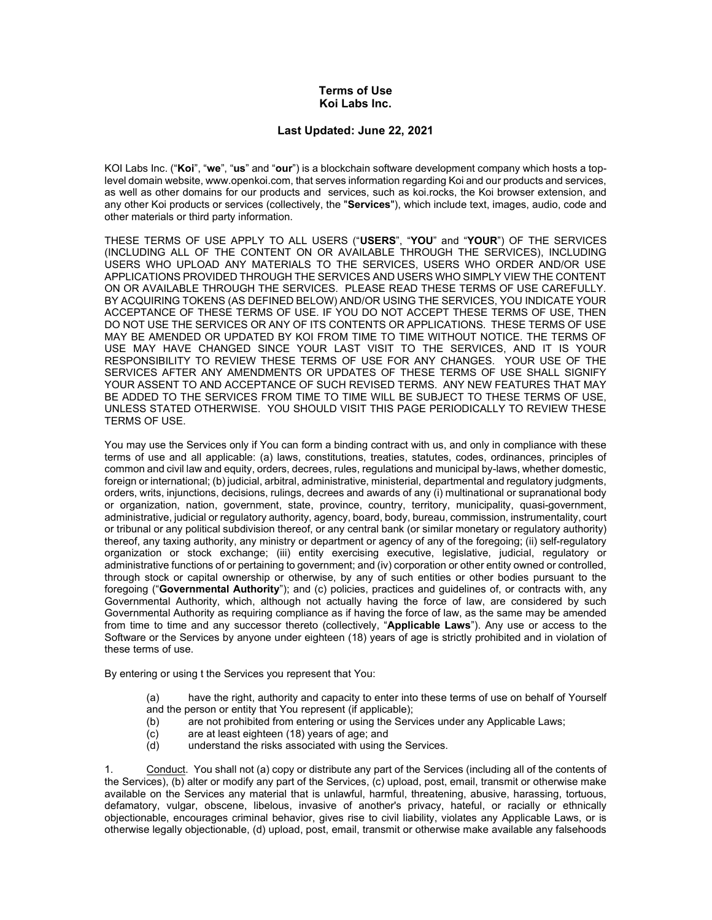# Terms of Use
# Koi Labs Inc.

## Last Updated: June 22, 2021

KOI Labs Inc. ("**Koi**", "**we**", "**us**" and "**our**") is a blockchain software development company which hosts a top-level domain website, www.openkoi.com, that serves information regarding Koi and our products and services, as well as other domains for our products and services, such as koi.rocks, the Koi browser extension, and any other Koi products or services (collectively, the "**Services**"), which include text, images, audio, code and other materials or third party information.

THESE TERMS OF USE APPLY TO ALL USERS ("**USERS**", "**YOU**" and "**YOUR**") OF THE SERVICES (INCLUDING ALL OF THE CONTENT ON OR AVAILABLE THROUGH THE SERVICES), INCLUDING USERS WHO UPLOAD ANY MATERIALS TO THE SERVICES, USERS WHO ORDER AND/OR USE APPLICATIONS PROVIDED THROUGH THE SERVICES AND USERS WHO SIMPLY VIEW THE CONTENT ON OR AVAILABLE THROUGH THE SERVICES. PLEASE READ THESE TERMS OF USE CAREFULLY. BY ACQUIRING TOKENS (AS DEFINED BELOW) AND/OR USING THE SERVICES, YOU INDICATE YOUR ACCEPTANCE OF THESE TERMS OF USE. IF YOU DO NOT ACCEPT THESE TERMS OF USE, THEN DO NOT USE THE SERVICES OR ANY OF ITS CONTENTS OR APPLICATIONS. THESE TERMS OF USE MAY BE AMENDED OR UPDATED BY KOI FROM TIME TO TIME WITHOUT NOTICE. THE TERMS OF USE MAY HAVE CHANGED SINCE YOUR LAST VISIT TO THE SERVICES, AND IT IS YOUR RESPONSIBILITY TO REVIEW THESE TERMS OF USE FOR ANY CHANGES. YOUR USE OF THE SERVICES AFTER ANY AMENDMENTS OR UPDATES OF THESE TERMS OF USE SHALL SIGNIFY YOUR ASSENT TO AND ACCEPTANCE OF SUCH REVISED TERMS. ANY NEW FEATURES THAT MAY BE ADDED TO THE SERVICES FROM TIME TO TIME WILL BE SUBJECT TO THESE TERMS OF USE, UNLESS STATED OTHERWISE. YOU SHOULD VISIT THIS PAGE PERIODICALLY TO REVIEW THESE TERMS OF USE.

You may use the Services only if You can form a binding contract with us, and only in compliance with these terms of use and all applicable: (a) laws, constitutions, treaties, statutes, codes, ordinances, principles of common and civil law and equity, orders, decrees, rules, regulations and municipal by-laws, whether domestic, foreign or international; (b) judicial, arbitral, administrative, ministerial, departmental and regulatory judgments, orders, writs, injunctions, decisions, rulings, decrees and awards of any (i) multinational or supranational body or organization, nation, government, state, province, country, territory, municipality, quasi-government, administrative, judicial or regulatory authority, agency, board, body, bureau, commission, instrumentality, court or tribunal or any political subdivision thereof, or any central bank (or similar monetary or regulatory authority) thereof, any taxing authority, any ministry or department or agency of any of the foregoing; (ii) self-regulatory organization or stock exchange; (iii) entity exercising executive, legislative, judicial, regulatory or administrative functions of or pertaining to government; and (iv) corporation or other entity owned or controlled, through stock or capital ownership or otherwise, by any of such entities or other bodies pursuant to the foregoing ("**Governmental Authority**"); and (c) policies, practices and guidelines of, or contracts with, any Governmental Authority, which, although not actually having the force of law, are considered by such Governmental Authority as requiring compliance as if having the force of law, as the same may be amended from time to time and any successor thereto (collectively, "**Applicable Laws**"). Any use or access to the Software or the Services by anyone under eighteen (18) years of age is strictly prohibited and in violation of these terms of use.

By entering or using t the Services you represent that You:

(a) have the right, authority and capacity to enter into these terms of use on behalf of Yourself and the person or entity that You represent (if applicable);
(b) are not prohibited from entering or using the Services under any Applicable Laws;
(c) are at least eighteen (18) years of age; and
(d) understand the risks associated with using the Services.

1. Conduct. You shall not (a) copy or distribute any part of the Services (including all of the contents of the Services), (b) alter or modify any part of the Services, (c) upload, post, email, transmit or otherwise make available on the Services any material that is unlawful, harmful, threatening, abusive, harassing, tortuous, defamatory, vulgar, obscene, libelous, invasive of another's privacy, hateful, or racially or ethnically objectionable, encourages criminal behavior, gives rise to civil liability, violates any Applicable Laws, or is otherwise legally objectionable, (d) upload, post, email, transmit or otherwise make available any falsehoods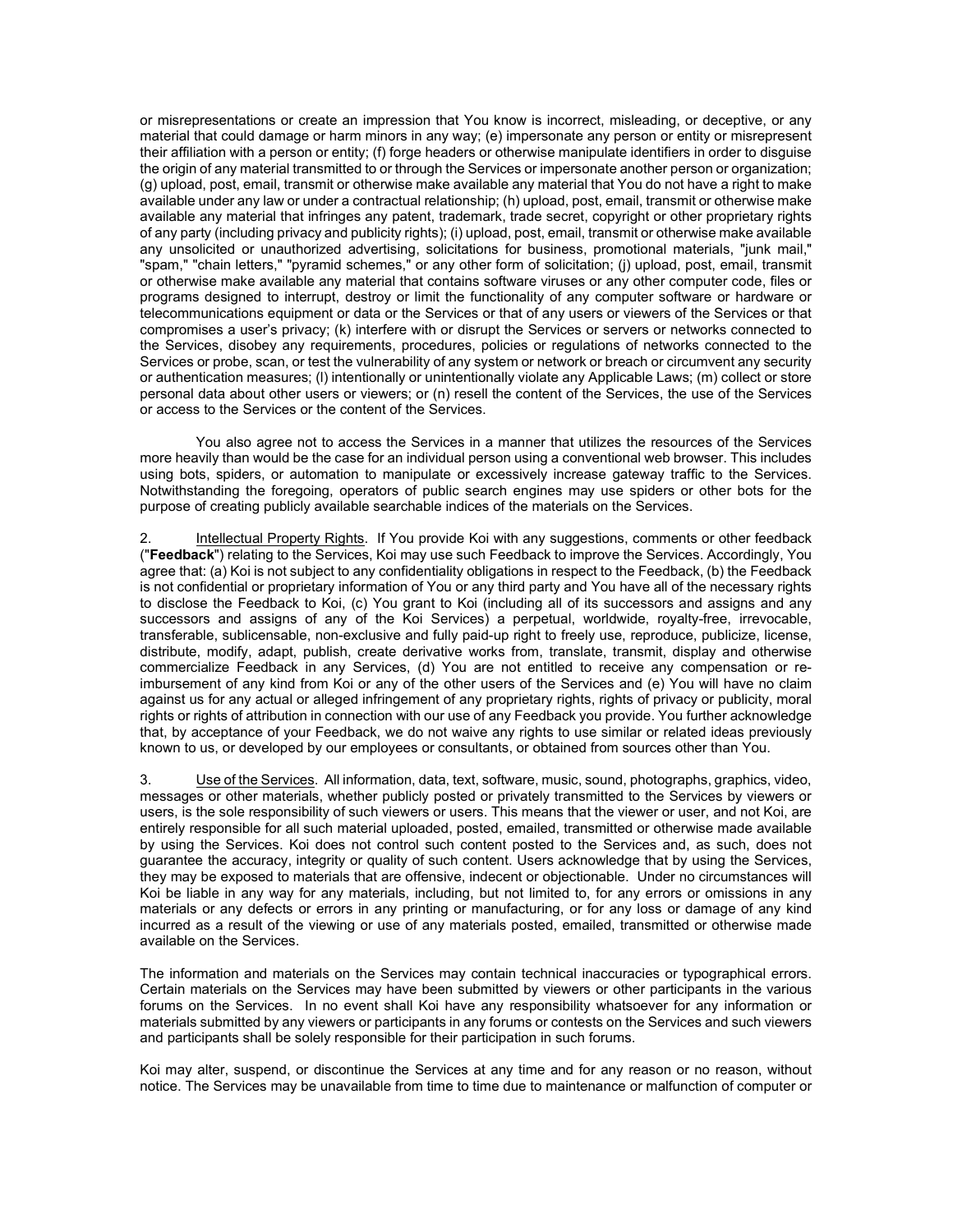or misrepresentations or create an impression that You know is incorrect, misleading, or deceptive, or any material that could damage or harm minors in any way; (e) impersonate any person or entity or misrepresent their affiliation with a person or entity; (f) forge headers or otherwise manipulate identifiers in order to disguise the origin of any material transmitted to or through the Services or impersonate another person or organization; (g) upload, post, email, transmit or otherwise make available any material that You do not have a right to make available under any law or under a contractual relationship; (h) upload, post, email, transmit or otherwise make available any material that infringes any patent, trademark, trade secret, copyright or other proprietary rights of any party (including privacy and publicity rights); (i) upload, post, email, transmit or otherwise make available any unsolicited or unauthorized advertising, solicitations for business, promotional materials, "junk mail," "spam," "chain letters," "pyramid schemes," or any other form of solicitation; (j) upload, post, email, transmit or otherwise make available any material that contains software viruses or any other computer code, files or programs designed to interrupt, destroy or limit the functionality of any computer software or hardware or telecommunications equipment or data or the Services or that of any users or viewers of the Services or that compromises a user's privacy; (k) interfere with or disrupt the Services or servers or networks connected to the Services, disobey any requirements, procedures, policies or regulations of networks connected to the Services or probe, scan, or test the vulnerability of any system or network or breach or circumvent any security or authentication measures; (l) intentionally or unintentionally violate any Applicable Laws; (m) collect or store personal data about other users or viewers; or (n) resell the content of the Services, the use of the Services or access to the Services or the content of the Services.

You also agree not to access the Services in a manner that utilizes the resources of the Services more heavily than would be the case for an individual person using a conventional web browser. This includes using bots, spiders, or automation to manipulate or excessively increase gateway traffic to the Services. Notwithstanding the foregoing, operators of public search engines may use spiders or other bots for the purpose of creating publicly available searchable indices of the materials on the Services.

2. Intellectual Property Rights. If You provide Koi with any suggestions, comments or other feedback ("**Feedback**") relating to the Services, Koi may use such Feedback to improve the Services. Accordingly, You agree that: (a) Koi is not subject to any confidentiality obligations in respect to the Feedback, (b) the Feedback is not confidential or proprietary information of You or any third party and You have all of the necessary rights to disclose the Feedback to Koi, (c) You grant to Koi (including all of its successors and assigns and any successors and assigns of any of the Koi Services) a perpetual, worldwide, royalty-free, irrevocable, transferable, sublicensable, non-exclusive and fully paid-up right to freely use, reproduce, publicize, license, distribute, modify, adapt, publish, create derivative works from, translate, transmit, display and otherwise commercialize Feedback in any Services, (d) You are not entitled to receive any compensation or re-imbursement of any kind from Koi or any of the other users of the Services and (e) You will have no claim against us for any actual or alleged infringement of any proprietary rights, rights of privacy or publicity, moral rights or rights of attribution in connection with our use of any Feedback you provide. You further acknowledge that, by acceptance of your Feedback, we do not waive any rights to use similar or related ideas previously known to us, or developed by our employees or consultants, or obtained from sources other than You.

3. Use of the Services. All information, data, text, software, music, sound, photographs, graphics, video, messages or other materials, whether publicly posted or privately transmitted to the Services by viewers or users, is the sole responsibility of such viewers or users. This means that the viewer or user, and not Koi, are entirely responsible for all such material uploaded, posted, emailed, transmitted or otherwise made available by using the Services. Koi does not control such content posted to the Services and, as such, does not guarantee the accuracy, integrity or quality of such content. Users acknowledge that by using the Services, they may be exposed to materials that are offensive, indecent or objectionable. Under no circumstances will Koi be liable in any way for any materials, including, but not limited to, for any errors or omissions in any materials or any defects or errors in any printing or manufacturing, or for any loss or damage of any kind incurred as a result of the viewing or use of any materials posted, emailed, transmitted or otherwise made available on the Services.

The information and materials on the Services may contain technical inaccuracies or typographical errors. Certain materials on the Services may have been submitted by viewers or other participants in the various forums on the Services. In no event shall Koi have any responsibility whatsoever for any information or materials submitted by any viewers or participants in any forums or contests on the Services and such viewers and participants shall be solely responsible for their participation in such forums.

Koi may alter, suspend, or discontinue the Services at any time and for any reason or no reason, without notice. The Services may be unavailable from time to time due to maintenance or malfunction of computer or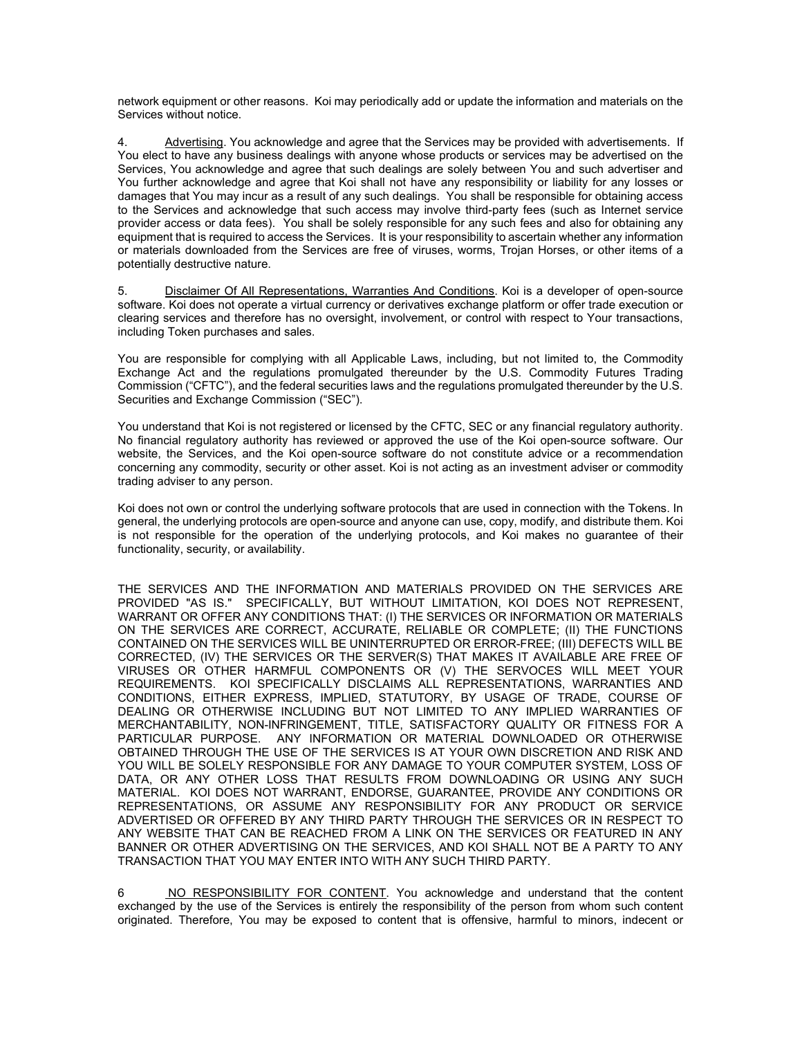network equipment or other reasons. Koi may periodically add or update the information and materials on the Services without notice.

4. Advertising. You acknowledge and agree that the Services may be provided with advertisements. If You elect to have any business dealings with anyone whose products or services may be advertised on the Services, You acknowledge and agree that such dealings are solely between You and such advertiser and You further acknowledge and agree that Koi shall not have any responsibility or liability for any losses or damages that You may incur as a result of any such dealings. You shall be responsible for obtaining access to the Services and acknowledge that such access may involve third-party fees (such as Internet service provider access or data fees). You shall be solely responsible for any such fees and also for obtaining any equipment that is required to access the Services. It is your responsibility to ascertain whether any information or materials downloaded from the Services are free of viruses, worms, Trojan Horses, or other items of a potentially destructive nature.

5. Disclaimer Of All Representations, Warranties And Conditions. Koi is a developer of open-source software. Koi does not operate a virtual currency or derivatives exchange platform or offer trade execution or clearing services and therefore has no oversight, involvement, or control with respect to Your transactions, including Token purchases and sales.

You are responsible for complying with all Applicable Laws, including, but not limited to, the Commodity Exchange Act and the regulations promulgated thereunder by the U.S. Commodity Futures Trading Commission ("CFTC"), and the federal securities laws and the regulations promulgated thereunder by the U.S. Securities and Exchange Commission ("SEC").

You understand that Koi is not registered or licensed by the CFTC, SEC or any financial regulatory authority. No financial regulatory authority has reviewed or approved the use of the Koi open-source software. Our website, the Services, and the Koi open-source software do not constitute advice or a recommendation concerning any commodity, security or other asset. Koi is not acting as an investment adviser or commodity trading adviser to any person.

Koi does not own or control the underlying software protocols that are used in connection with the Tokens. In general, the underlying protocols are open-source and anyone can use, copy, modify, and distribute them. Koi is not responsible for the operation of the underlying protocols, and Koi makes no guarantee of their functionality, security, or availability.

THE SERVICES AND THE INFORMATION AND MATERIALS PROVIDED ON THE SERVICES ARE PROVIDED "AS IS." SPECIFICALLY, BUT WITHOUT LIMITATION, KOI DOES NOT REPRESENT, WARRANT OR OFFER ANY CONDITIONS THAT: (I) THE SERVICES OR INFORMATION OR MATERIALS ON THE SERVICES ARE CORRECT, ACCURATE, RELIABLE OR COMPLETE; (II) THE FUNCTIONS CONTAINED ON THE SERVICES WILL BE UNINTERRUPTED OR ERROR-FREE; (III) DEFECTS WILL BE CORRECTED, (IV) THE SERVICES OR THE SERVER(S) THAT MAKES IT AVAILABLE ARE FREE OF VIRUSES OR OTHER HARMFUL COMPONENTS OR (V) THE SERVOCES WILL MEET YOUR REQUIREMENTS. KOI SPECIFICALLY DISCLAIMS ALL REPRESENTATIONS, WARRANTIES AND CONDITIONS, EITHER EXPRESS, IMPLIED, STATUTORY, BY USAGE OF TRADE, COURSE OF DEALING OR OTHERWISE INCLUDING BUT NOT LIMITED TO ANY IMPLIED WARRANTIES OF MERCHANTABILITY, NON-INFRINGEMENT, TITLE, SATISFACTORY QUALITY OR FITNESS FOR A PARTICULAR PURPOSE. ANY INFORMATION OR MATERIAL DOWNLOADED OR OTHERWISE OBTAINED THROUGH THE USE OF THE SERVICES IS AT YOUR OWN DISCRETION AND RISK AND YOU WILL BE SOLELY RESPONSIBLE FOR ANY DAMAGE TO YOUR COMPUTER SYSTEM, LOSS OF DATA, OR ANY OTHER LOSS THAT RESULTS FROM DOWNLOADING OR USING ANY SUCH MATERIAL. KOI DOES NOT WARRANT, ENDORSE, GUARANTEE, PROVIDE ANY CONDITIONS OR REPRESENTATIONS, OR ASSUME ANY RESPONSIBILITY FOR ANY PRODUCT OR SERVICE ADVERTISED OR OFFERED BY ANY THIRD PARTY THROUGH THE SERVICES OR IN RESPECT TO ANY WEBSITE THAT CAN BE REACHED FROM A LINK ON THE SERVICES OR FEATURED IN ANY BANNER OR OTHER ADVERTISING ON THE SERVICES, AND KOI SHALL NOT BE A PARTY TO ANY TRANSACTION THAT YOU MAY ENTER INTO WITH ANY SUCH THIRD PARTY.

6 NO RESPONSIBILITY FOR CONTENT. You acknowledge and understand that the content exchanged by the use of the Services is entirely the responsibility of the person from whom such content originated. Therefore, You may be exposed to content that is offensive, harmful to minors, indecent or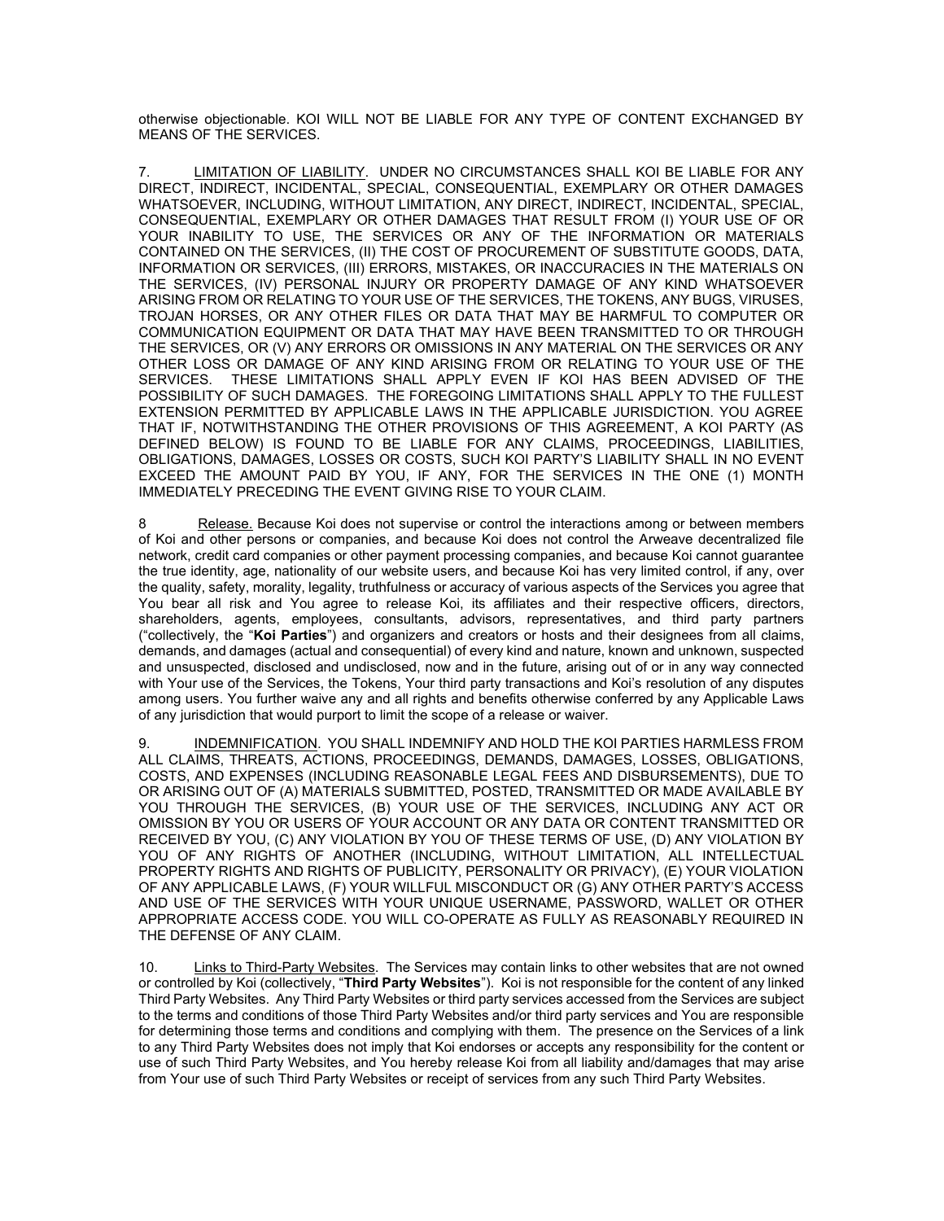otherwise objectionable. KOI WILL NOT BE LIABLE FOR ANY TYPE OF CONTENT EXCHANGED BY MEANS OF THE SERVICES.

7. <u>LIMITATION OF LIABILITY</u>. UNDER NO CIRCUMSTANCES SHALL KOI BE LIABLE FOR ANY DIRECT, INDIRECT, INCIDENTAL, SPECIAL, CONSEQUENTIAL, EXEMPLARY OR OTHER DAMAGES WHATSOEVER, INCLUDING, WITHOUT LIMITATION, ANY DIRECT, INDIRECT, INCIDENTAL, SPECIAL, CONSEQUENTIAL, EXEMPLARY OR OTHER DAMAGES THAT RESULT FROM (I) YOUR USE OF OR YOUR INABILITY TO USE, THE SERVICES OR ANY OF THE INFORMATION OR MATERIALS CONTAINED ON THE SERVICES, (II) THE COST OF PROCUREMENT OF SUBSTITUTE GOODS, DATA, INFORMATION OR SERVICES, (III) ERRORS, MISTAKES, OR INACCURACIES IN THE MATERIALS ON THE SERVICES, (IV) PERSONAL INJURY OR PROPERTY DAMAGE OF ANY KIND WHATSOEVER ARISING FROM OR RELATING TO YOUR USE OF THE SERVICES, THE TOKENS, ANY BUGS, VIRUSES, TROJAN HORSES, OR ANY OTHER FILES OR DATA THAT MAY BE HARMFUL TO COMPUTER OR COMMUNICATION EQUIPMENT OR DATA THAT MAY HAVE BEEN TRANSMITTED TO OR THROUGH THE SERVICES, OR (V) ANY ERRORS OR OMISSIONS IN ANY MATERIAL ON THE SERVICES OR ANY OTHER LOSS OR DAMAGE OF ANY KIND ARISING FROM OR RELATING TO YOUR USE OF THE SERVICES. THESE LIMITATIONS SHALL APPLY EVEN IF KOI HAS BEEN ADVISED OF THE POSSIBILITY OF SUCH DAMAGES. THE FOREGOING LIMITATIONS SHALL APPLY TO THE FULLEST EXTENSION PERMITTED BY APPLICABLE LAWS IN THE APPLICABLE JURISDICTION. YOU AGREE THAT IF, NOTWITHSTANDING THE OTHER PROVISIONS OF THIS AGREEMENT, A KOI PARTY (AS DEFINED BELOW) IS FOUND TO BE LIABLE FOR ANY CLAIMS, PROCEEDINGS, LIABILITIES, OBLIGATIONS, DAMAGES, LOSSES OR COSTS, SUCH KOI PARTY'S LIABILITY SHALL IN NO EVENT EXCEED THE AMOUNT PAID BY YOU, IF ANY, FOR THE SERVICES IN THE ONE (1) MONTH IMMEDIATELY PRECEDING THE EVENT GIVING RISE TO YOUR CLAIM.

8 <u>Release.</u> Because Koi does not supervise or control the interactions among or between members of Koi and other persons or companies, and because Koi does not control the Arweave decentralized file network, credit card companies or other payment processing companies, and because Koi cannot guarantee the true identity, age, nationality of our website users, and because Koi has very limited control, if any, over the quality, safety, morality, legality, truthfulness or accuracy of various aspects of the Services you agree that You bear all risk and You agree to release Koi, its affiliates and their respective officers, directors, shareholders, agents, employees, consultants, advisors, representatives, and third party partners ("collectively, the "**Koi Parties**") and organizers and creators or hosts and their designees from all claims, demands, and damages (actual and consequential) of every kind and nature, known and unknown, suspected and unsuspected, disclosed and undisclosed, now and in the future, arising out of or in any way connected with Your use of the Services, the Tokens, Your third party transactions and Koi's resolution of any disputes among users. You further waive any and all rights and benefits otherwise conferred by any Applicable Laws of any jurisdiction that would purport to limit the scope of a release or waiver.

9. <u>INDEMNIFICATION</u>. YOU SHALL INDEMNIFY AND HOLD THE KOI PARTIES HARMLESS FROM ALL CLAIMS, THREATS, ACTIONS, PROCEEDINGS, DEMANDS, DAMAGES, LOSSES, OBLIGATIONS, COSTS, AND EXPENSES (INCLUDING REASONABLE LEGAL FEES AND DISBURSEMENTS), DUE TO OR ARISING OUT OF (A) MATERIALS SUBMITTED, POSTED, TRANSMITTED OR MADE AVAILABLE BY YOU THROUGH THE SERVICES, (B) YOUR USE OF THE SERVICES, INCLUDING ANY ACT OR OMISSION BY YOU OR USERS OF YOUR ACCOUNT OR ANY DATA OR CONTENT TRANSMITTED OR RECEIVED BY YOU, (C) ANY VIOLATION BY YOU OF THESE TERMS OF USE, (D) ANY VIOLATION BY YOU OF ANY RIGHTS OF ANOTHER (INCLUDING, WITHOUT LIMITATION, ALL INTELLECTUAL PROPERTY RIGHTS AND RIGHTS OF PUBLICITY, PERSONALITY OR PRIVACY), (E) YOUR VIOLATION OF ANY APPLICABLE LAWS, (F) YOUR WILLFUL MISCONDUCT OR (G) ANY OTHER PARTY'S ACCESS AND USE OF THE SERVICES WITH YOUR UNIQUE USERNAME, PASSWORD, WALLET OR OTHER APPROPRIATE ACCESS CODE. YOU WILL CO-OPERATE AS FULLY AS REASONABLY REQUIRED IN THE DEFENSE OF ANY CLAIM.

10. <u>Links to Third-Party Websites</u>. The Services may contain links to other websites that are not owned or controlled by Koi (collectively, "**Third Party Websites**"). Koi is not responsible for the content of any linked Third Party Websites. Any Third Party Websites or third party services accessed from the Services are subject to the terms and conditions of those Third Party Websites and/or third party services and You are responsible for determining those terms and conditions and complying with them. The presence on the Services of a link to any Third Party Websites does not imply that Koi endorses or accepts any responsibility for the content or use of such Third Party Websites, and You hereby release Koi from all liability and/damages that may arise from Your use of such Third Party Websites or receipt of services from any such Third Party Websites.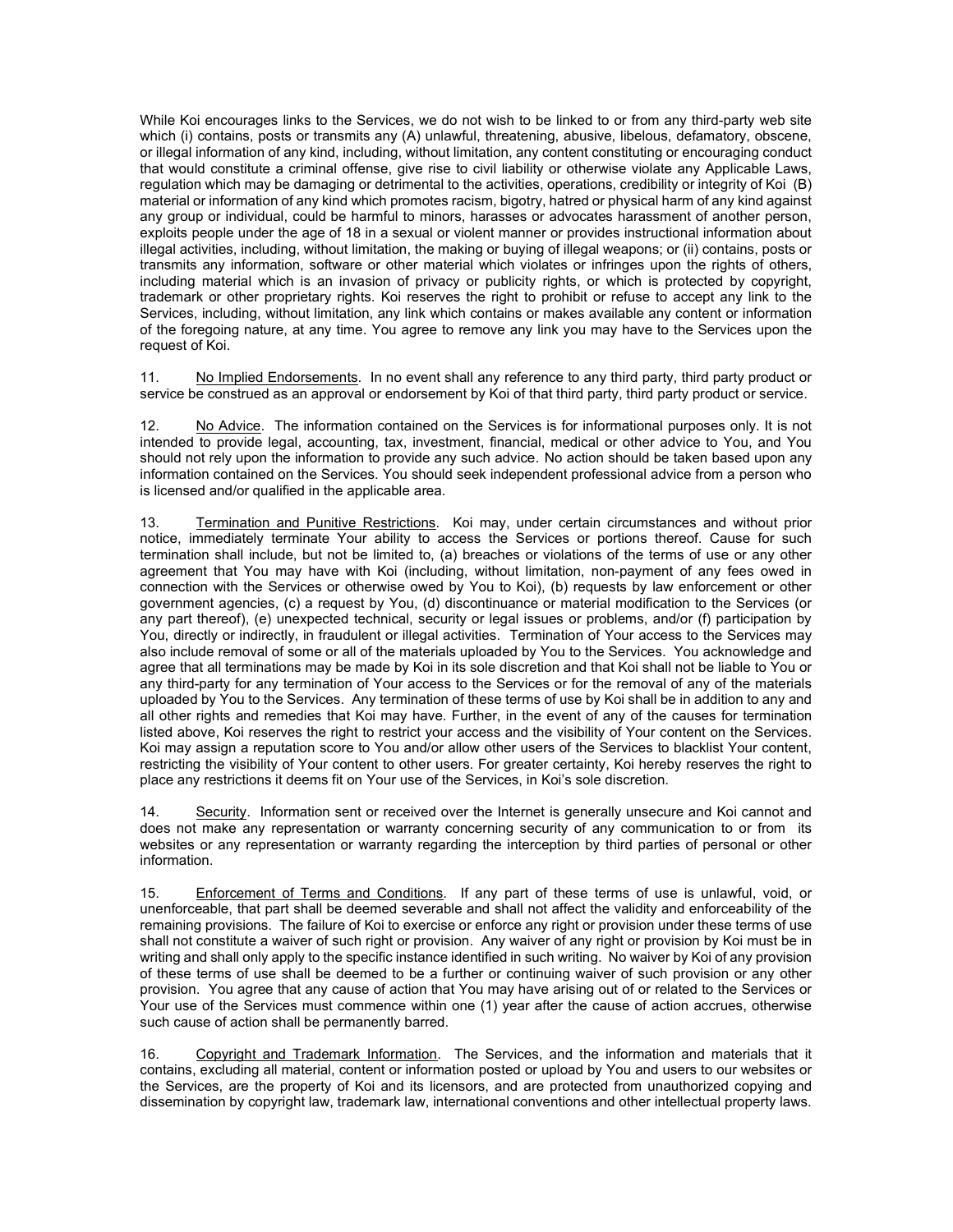While Koi encourages links to the Services, we do not wish to be linked to or from any third-party web site which (i) contains, posts or transmits any (A) unlawful, threatening, abusive, libelous, defamatory, obscene, or illegal information of any kind, including, without limitation, any content constituting or encouraging conduct that would constitute a criminal offense, give rise to civil liability or otherwise violate any Applicable Laws, regulation which may be damaging or detrimental to the activities, operations, credibility or integrity of Koi (B) material or information of any kind which promotes racism, bigotry, hatred or physical harm of any kind against any group or individual, could be harmful to minors, harasses or advocates harassment of another person, exploits people under the age of 18 in a sexual or violent manner or provides instructional information about illegal activities, including, without limitation, the making or buying of illegal weapons; or (ii) contains, posts or transmits any information, software or other material which violates or infringes upon the rights of others, including material which is an invasion of privacy or publicity rights, or which is protected by copyright, trademark or other proprietary rights. Koi reserves the right to prohibit or refuse to accept any link to the Services, including, without limitation, any link which contains or makes available any content or information of the foregoing nature, at any time. You agree to remove any link you may have to the Services upon the request of Koi.

11. No Implied Endorsements. In no event shall any reference to any third party, third party product or service be construed as an approval or endorsement by Koi of that third party, third party product or service.

12. No Advice. The information contained on the Services is for informational purposes only. It is not intended to provide legal, accounting, tax, investment, financial, medical or other advice to You, and You should not rely upon the information to provide any such advice. No action should be taken based upon any information contained on the Services. You should seek independent professional advice from a person who is licensed and/or qualified in the applicable area.

13. Termination and Punitive Restrictions. Koi may, under certain circumstances and without prior notice, immediately terminate Your ability to access the Services or portions thereof. Cause for such termination shall include, but not be limited to, (a) breaches or violations of the terms of use or any other agreement that You may have with Koi (including, without limitation, non-payment of any fees owed in connection with the Services or otherwise owed by You to Koi), (b) requests by law enforcement or other government agencies, (c) a request by You, (d) discontinuance or material modification to the Services (or any part thereof), (e) unexpected technical, security or legal issues or problems, and/or (f) participation by You, directly or indirectly, in fraudulent or illegal activities. Termination of Your access to the Services may also include removal of some or all of the materials uploaded by You to the Services. You acknowledge and agree that all terminations may be made by Koi in its sole discretion and that Koi shall not be liable to You or any third-party for any termination of Your access to the Services or for the removal of any of the materials uploaded by You to the Services. Any termination of these terms of use by Koi shall be in addition to any and all other rights and remedies that Koi may have. Further, in the event of any of the causes for termination listed above, Koi reserves the right to restrict your access and the visibility of Your content on the Services. Koi may assign a reputation score to You and/or allow other users of the Services to blacklist Your content, restricting the visibility of Your content to other users. For greater certainty, Koi hereby reserves the right to place any restrictions it deems fit on Your use of the Services, in Koi's sole discretion.

14. Security. Information sent or received over the Internet is generally unsecure and Koi cannot and does not make any representation or warranty concerning security of any communication to or from its websites or any representation or warranty regarding the interception by third parties of personal or other information.

15. Enforcement of Terms and Conditions. If any part of these terms of use is unlawful, void, or unenforceable, that part shall be deemed severable and shall not affect the validity and enforceability of the remaining provisions. The failure of Koi to exercise or enforce any right or provision under these terms of use shall not constitute a waiver of such right or provision. Any waiver of any right or provision by Koi must be in writing and shall only apply to the specific instance identified in such writing. No waiver by Koi of any provision of these terms of use shall be deemed to be a further or continuing waiver of such provision or any other provision. You agree that any cause of action that You may have arising out of or related to the Services or Your use of the Services must commence within one (1) year after the cause of action accrues, otherwise such cause of action shall be permanently barred.

16. Copyright and Trademark Information. The Services, and the information and materials that it contains, excluding all material, content or information posted or upload by You and users to our websites or the Services, are the property of Koi and its licensors, and are protected from unauthorized copying and dissemination by copyright law, trademark law, international conventions and other intellectual property laws.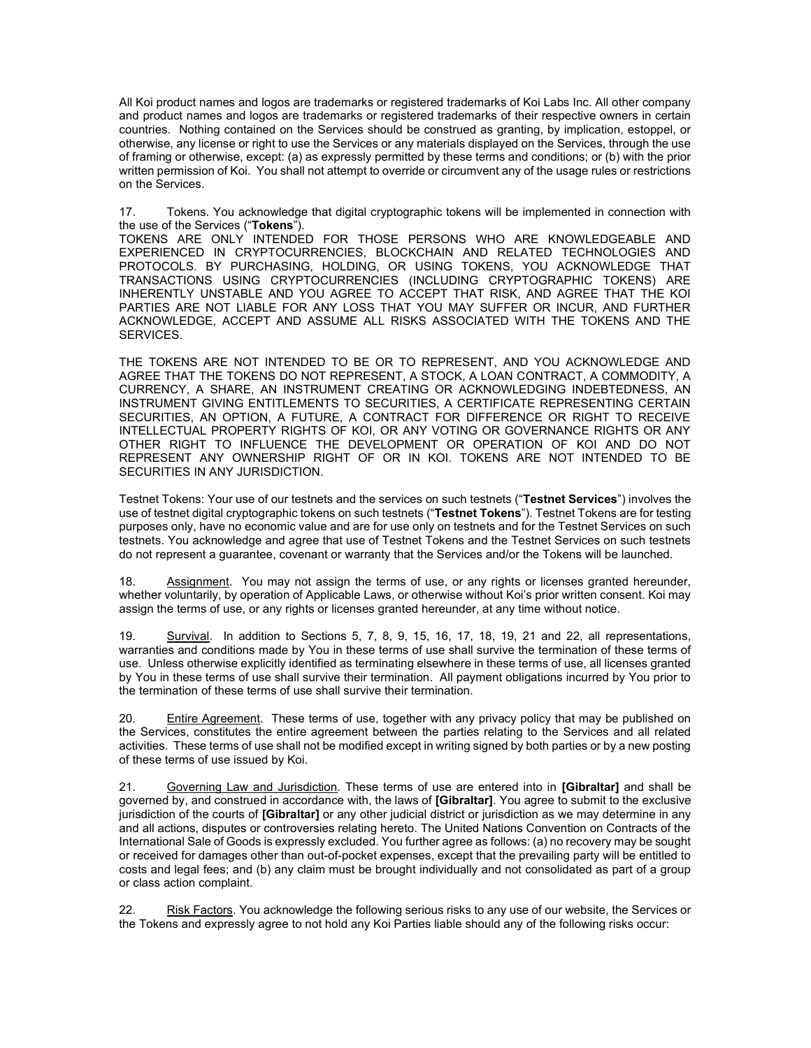All Koi product names and logos are trademarks or registered trademarks of Koi Labs Inc. All other company and product names and logos are trademarks or registered trademarks of their respective owners in certain countries. Nothing contained on the Services should be construed as granting, by implication, estoppel, or otherwise, any license or right to use the Services or any materials displayed on the Services, through the use of framing or otherwise, except: (a) as expressly permitted by these terms and conditions; or (b) with the prior written permission of Koi. You shall not attempt to override or circumvent any of the usage rules or restrictions on the Services.

17. Tokens. You acknowledge that digital cryptographic tokens will be implemented in connection with the use of the Services ("**Tokens**").
TOKENS ARE ONLY INTENDED FOR THOSE PERSONS WHO ARE KNOWLEDGEABLE AND EXPERIENCED IN CRYPTOCURRENCIES, BLOCKCHAIN AND RELATED TECHNOLOGIES AND PROTOCOLS. BY PURCHASING, HOLDING, OR USING TOKENS, YOU ACKNOWLEDGE THAT TRANSACTIONS USING CRYPTOCURRENCIES (INCLUDING CRYPTOGRAPHIC TOKENS) ARE INHERENTLY UNSTABLE AND YOU AGREE TO ACCEPT THAT RISK, AND AGREE THAT THE KOI PARTIES ARE NOT LIABLE FOR ANY LOSS THAT YOU MAY SUFFER OR INCUR, AND FURTHER ACKNOWLEDGE, ACCEPT AND ASSUME ALL RISKS ASSOCIATED WITH THE TOKENS AND THE SERVICES.

THE TOKENS ARE NOT INTENDED TO BE OR TO REPRESENT, AND YOU ACKNOWLEDGE AND AGREE THAT THE TOKENS DO NOT REPRESENT, A STOCK, A LOAN CONTRACT, A COMMODITY, A CURRENCY, A SHARE, AN INSTRUMENT CREATING OR ACKNOWLEDGING INDEBTEDNESS, AN INSTRUMENT GIVING ENTITLEMENTS TO SECURITIES, A CERTIFICATE REPRESENTING CERTAIN SECURITIES, AN OPTION, A FUTURE, A CONTRACT FOR DIFFERENCE OR RIGHT TO RECEIVE INTELLECTUAL PROPERTY RIGHTS OF KOI, OR ANY VOTING OR GOVERNANCE RIGHTS OR ANY OTHER RIGHT TO INFLUENCE THE DEVELOPMENT OR OPERATION OF KOI AND DO NOT REPRESENT ANY OWNERSHIP RIGHT OF OR IN KOI. TOKENS ARE NOT INTENDED TO BE SECURITIES IN ANY JURISDICTION.

Testnet Tokens: Your use of our testnets and the services on such testnets ("**Testnet Services**") involves the use of testnet digital cryptographic tokens on such testnets ("**Testnet Tokens**"). Testnet Tokens are for testing purposes only, have no economic value and are for use only on testnets and for the Testnet Services on such testnets. You acknowledge and agree that use of Testnet Tokens and the Testnet Services on such testnets do not represent a guarantee, covenant or warranty that the Services and/or the Tokens will be launched.

18. Assignment. You may not assign the terms of use, or any rights or licenses granted hereunder, whether voluntarily, by operation of Applicable Laws, or otherwise without Koi's prior written consent. Koi may assign the terms of use, or any rights or licenses granted hereunder, at any time without notice.

19. Survival. In addition to Sections 5, 7, 8, 9, 15, 16, 17, 18, 19, 21 and 22, all representations, warranties and conditions made by You in these terms of use shall survive the termination of these terms of use. Unless otherwise explicitly identified as terminating elsewhere in these terms of use, all licenses granted by You in these terms of use shall survive their termination. All payment obligations incurred by You prior to the termination of these terms of use shall survive their termination.

20. Entire Agreement. These terms of use, together with any privacy policy that may be published on the Services, constitutes the entire agreement between the parties relating to the Services and all related activities. These terms of use shall not be modified except in writing signed by both parties or by a new posting of these terms of use issued by Koi.

21. Governing Law and Jurisdiction. These terms of use are entered into in **[Gibraltar]** and shall be governed by, and construed in accordance with, the laws of **[Gibraltar]**. You agree to submit to the exclusive jurisdiction of the courts of **[Gibraltar]** or any other judicial district or jurisdiction as we may determine in any and all actions, disputes or controversies relating hereto. The United Nations Convention on Contracts of the International Sale of Goods is expressly excluded. You further agree as follows: (a) no recovery may be sought or received for damages other than out-of-pocket expenses, except that the prevailing party will be entitled to costs and legal fees; and (b) any claim must be brought individually and not consolidated as part of a group or class action complaint.

22. Risk Factors. You acknowledge the following serious risks to any use of our website, the Services or the Tokens and expressly agree to not hold any Koi Parties liable should any of the following risks occur: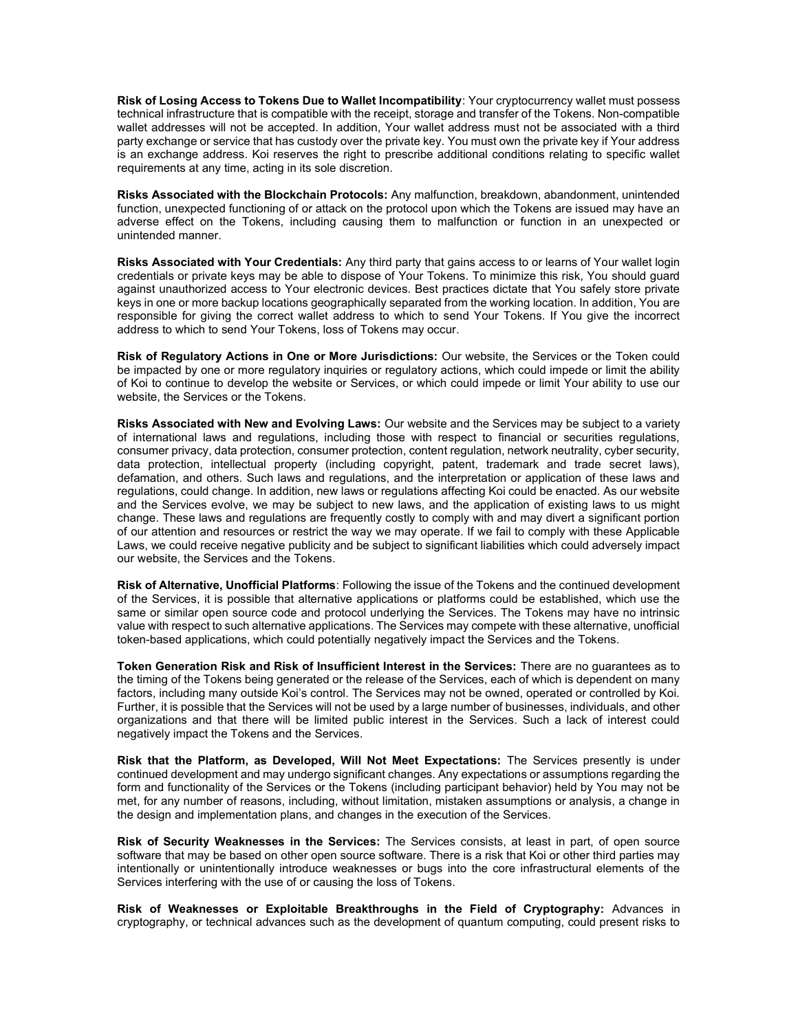**Risk of Losing Access to Tokens Due to Wallet Incompatibility**: Your cryptocurrency wallet must possess technical infrastructure that is compatible with the receipt, storage and transfer of the Tokens. Non-compatible wallet addresses will not be accepted. In addition, Your wallet address must not be associated with a third party exchange or service that has custody over the private key. You must own the private key if Your address is an exchange address. Koi reserves the right to prescribe additional conditions relating to specific wallet requirements at any time, acting in its sole discretion.

**Risks Associated with the Blockchain Protocols:** Any malfunction, breakdown, abandonment, unintended function, unexpected functioning of or attack on the protocol upon which the Tokens are issued may have an adverse effect on the Tokens, including causing them to malfunction or function in an unexpected or unintended manner.

**Risks Associated with Your Credentials:** Any third party that gains access to or learns of Your wallet login credentials or private keys may be able to dispose of Your Tokens. To minimize this risk, You should guard against unauthorized access to Your electronic devices. Best practices dictate that You safely store private keys in one or more backup locations geographically separated from the working location. In addition, You are responsible for giving the correct wallet address to which to send Your Tokens. If You give the incorrect address to which to send Your Tokens, loss of Tokens may occur.

**Risk of Regulatory Actions in One or More Jurisdictions:** Our website, the Services or the Token could be impacted by one or more regulatory inquiries or regulatory actions, which could impede or limit the ability of Koi to continue to develop the website or Services, or which could impede or limit Your ability to use our website, the Services or the Tokens.

**Risks Associated with New and Evolving Laws:** Our website and the Services may be subject to a variety of international laws and regulations, including those with respect to financial or securities regulations, consumer privacy, data protection, consumer protection, content regulation, network neutrality, cyber security, data protection, intellectual property (including copyright, patent, trademark and trade secret laws), defamation, and others. Such laws and regulations, and the interpretation or application of these laws and regulations, could change. In addition, new laws or regulations affecting Koi could be enacted. As our website and the Services evolve, we may be subject to new laws, and the application of existing laws to us might change. These laws and regulations are frequently costly to comply with and may divert a significant portion of our attention and resources or restrict the way we may operate. If we fail to comply with these Applicable Laws, we could receive negative publicity and be subject to significant liabilities which could adversely impact our website, the Services and the Tokens.

**Risk of Alternative, Unofficial Platforms**: Following the issue of the Tokens and the continued development of the Services, it is possible that alternative applications or platforms could be established, which use the same or similar open source code and protocol underlying the Services. The Tokens may have no intrinsic value with respect to such alternative applications. The Services may compete with these alternative, unofficial token-based applications, which could potentially negatively impact the Services and the Tokens.

**Token Generation Risk and Risk of Insufficient Interest in the Services:** There are no guarantees as to the timing of the Tokens being generated or the release of the Services, each of which is dependent on many factors, including many outside Koi's control. The Services may not be owned, operated or controlled by Koi. Further, it is possible that the Services will not be used by a large number of businesses, individuals, and other organizations and that there will be limited public interest in the Services. Such a lack of interest could negatively impact the Tokens and the Services.

**Risk that the Platform, as Developed, Will Not Meet Expectations:** The Services presently is under continued development and may undergo significant changes. Any expectations or assumptions regarding the form and functionality of the Services or the Tokens (including participant behavior) held by You may not be met, for any number of reasons, including, without limitation, mistaken assumptions or analysis, a change in the design and implementation plans, and changes in the execution of the Services.

**Risk of Security Weaknesses in the Services:** The Services consists, at least in part, of open source software that may be based on other open source software. There is a risk that Koi or other third parties may intentionally or unintentionally introduce weaknesses or bugs into the core infrastructural elements of the Services interfering with the use of or causing the loss of Tokens.

**Risk of Weaknesses or Exploitable Breakthroughs in the Field of Cryptography:** Advances in cryptography, or technical advances such as the development of quantum computing, could present risks to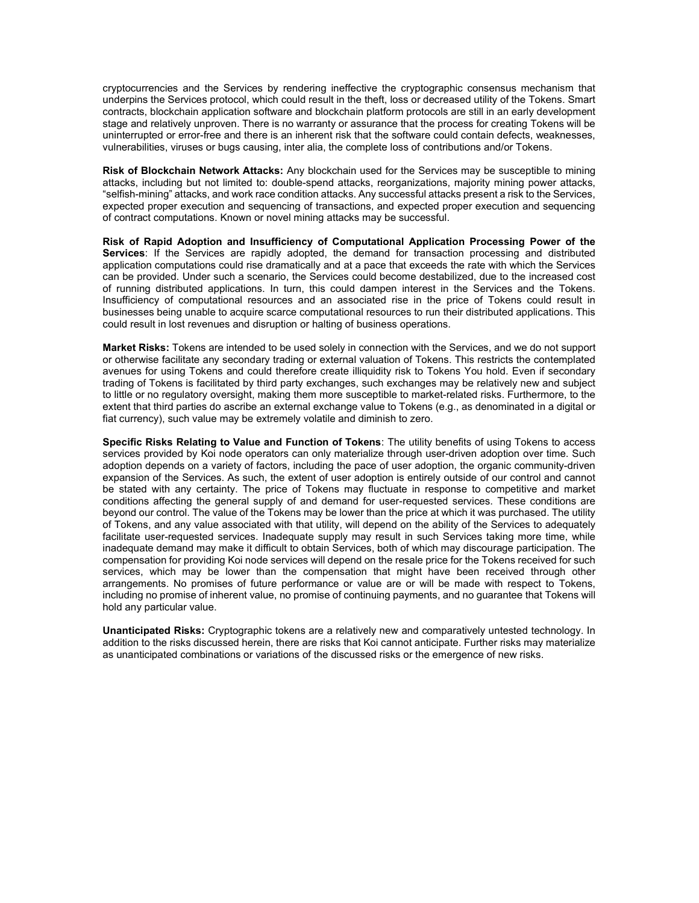cryptocurrencies and the Services by rendering ineffective the cryptographic consensus mechanism that underpins the Services protocol, which could result in the theft, loss or decreased utility of the Tokens. Smart contracts, blockchain application software and blockchain platform protocols are still in an early development stage and relatively unproven. There is no warranty or assurance that the process for creating Tokens will be uninterrupted or error-free and there is an inherent risk that the software could contain defects, weaknesses, vulnerabilities, viruses or bugs causing, inter alia, the complete loss of contributions and/or Tokens.

**Risk of Blockchain Network Attacks:** Any blockchain used for the Services may be susceptible to mining attacks, including but not limited to: double-spend attacks, reorganizations, majority mining power attacks, "selfish-mining" attacks, and work race condition attacks. Any successful attacks present a risk to the Services, expected proper execution and sequencing of transactions, and expected proper execution and sequencing of contract computations. Known or novel mining attacks may be successful.

**Risk of Rapid Adoption and Insufficiency of Computational Application Processing Power of the Services**: If the Services are rapidly adopted, the demand for transaction processing and distributed application computations could rise dramatically and at a pace that exceeds the rate with which the Services can be provided. Under such a scenario, the Services could become destabilized, due to the increased cost of running distributed applications. In turn, this could dampen interest in the Services and the Tokens. Insufficiency of computational resources and an associated rise in the price of Tokens could result in businesses being unable to acquire scarce computational resources to run their distributed applications. This could result in lost revenues and disruption or halting of business operations.

**Market Risks:** Tokens are intended to be used solely in connection with the Services, and we do not support or otherwise facilitate any secondary trading or external valuation of Tokens. This restricts the contemplated avenues for using Tokens and could therefore create illiquidity risk to Tokens You hold. Even if secondary trading of Tokens is facilitated by third party exchanges, such exchanges may be relatively new and subject to little or no regulatory oversight, making them more susceptible to market-related risks. Furthermore, to the extent that third parties do ascribe an external exchange value to Tokens (e.g., as denominated in a digital or fiat currency), such value may be extremely volatile and diminish to zero.

**Specific Risks Relating to Value and Function of Tokens**: The utility benefits of using Tokens to access services provided by Koi node operators can only materialize through user-driven adoption over time. Such adoption depends on a variety of factors, including the pace of user adoption, the organic community-driven expansion of the Services. As such, the extent of user adoption is entirely outside of our control and cannot be stated with any certainty. The price of Tokens may fluctuate in response to competitive and market conditions affecting the general supply of and demand for user-requested services. These conditions are beyond our control. The value of the Tokens may be lower than the price at which it was purchased. The utility of Tokens, and any value associated with that utility, will depend on the ability of the Services to adequately facilitate user-requested services. Inadequate supply may result in such Services taking more time, while inadequate demand may make it difficult to obtain Services, both of which may discourage participation. The compensation for providing Koi node services will depend on the resale price for the Tokens received for such services, which may be lower than the compensation that might have been received through other arrangements. No promises of future performance or value are or will be made with respect to Tokens, including no promise of inherent value, no promise of continuing payments, and no guarantee that Tokens will hold any particular value.

**Unanticipated Risks:** Cryptographic tokens are a relatively new and comparatively untested technology. In addition to the risks discussed herein, there are risks that Koi cannot anticipate. Further risks may materialize as unanticipated combinations or variations of the discussed risks or the emergence of new risks.